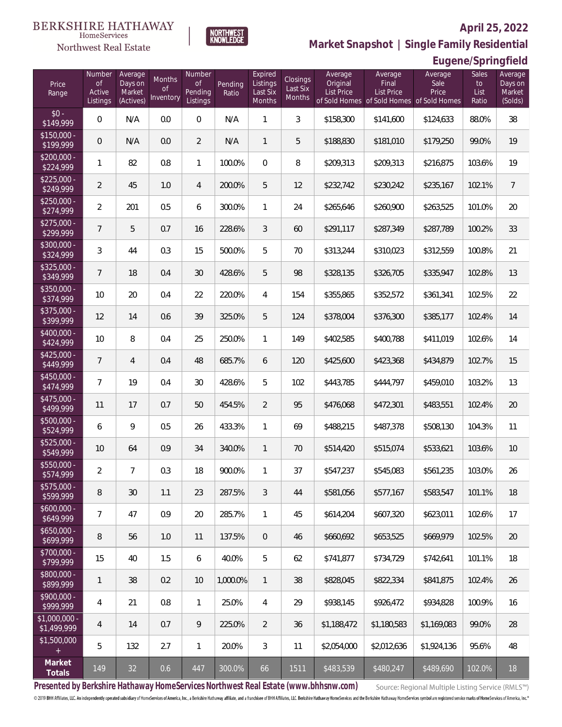BERKSHIRE HATHAWAY HomeServices Northwest Real Estate

NORTHWEST KNOWLEDGE

**April 25, 2022**

## Market Snapshot | Single Family Residential

## Eugene/Springfield

| Price Range | Number of Active Listings | Average Days on Market (Actives) | Months of Inventory | Number of Pending Listings | Pending Ratio | Expired Listings Last Six Months | Closings Last Six Months | Average Original List Price of Sold Homes | Average Final List Price of Sold Homes | Average Sale Price of Sold Homes | Sales to List Ratio | Average Days on Market (Solds) |
|---|---|---|---|---|---|---|---|---|---|---|---|---|
| $0 - $149,999 | 0 | N/A | 0.0 | 0 | N/A | 1 | 3 | $158,300 | $141,600 | $124,633 | 88.0% | 38 |
| $150,000 - $199,999 | 0 | N/A | 0.0 | 2 | N/A | 1 | 5 | $188,830 | $181,010 | $179,250 | 99.0% | 19 |
| $200,000 - $224,999 | 1 | 82 | 0.8 | 1 | 100.0% | 0 | 8 | $209,313 | $209,313 | $216,875 | 103.6% | 19 |
| $225,000 - $249,999 | 2 | 45 | 1.0 | 4 | 200.0% | 5 | 12 | $232,742 | $230,242 | $235,167 | 102.1% | 7 |
| $250,000 - $274,999 | 2 | 201 | 0.5 | 6 | 300.0% | 1 | 24 | $265,646 | $260,900 | $263,525 | 101.0% | 20 |
| $275,000 - $299,999 | 7 | 5 | 0.7 | 16 | 228.6% | 3 | 60 | $291,117 | $287,349 | $287,789 | 100.2% | 33 |
| $300,000 - $324,999 | 3 | 44 | 0.3 | 15 | 500.0% | 5 | 70 | $313,244 | $310,023 | $312,559 | 100.8% | 21 |
| $325,000 - $349,999 | 7 | 18 | 0.4 | 30 | 428.6% | 5 | 98 | $328,135 | $326,705 | $335,947 | 102.8% | 13 |
| $350,000 - $374,999 | 10 | 20 | 0.4 | 22 | 220.0% | 4 | 154 | $355,865 | $352,572 | $361,341 | 102.5% | 22 |
| $375,000 - $399,999 | 12 | 14 | 0.6 | 39 | 325.0% | 5 | 124 | $378,004 | $376,300 | $385,177 | 102.4% | 14 |
| $400,000 - $424,999 | 10 | 8 | 0.4 | 25 | 250.0% | 1 | 149 | $402,585 | $400,788 | $411,019 | 102.6% | 14 |
| $425,000 - $449,999 | 7 | 4 | 0.4 | 48 | 685.7% | 6 | 120 | $425,600 | $423,368 | $434,879 | 102.7% | 15 |
| $450,000 - $474,999 | 7 | 19 | 0.4 | 30 | 428.6% | 5 | 102 | $443,785 | $444,797 | $459,010 | 103.2% | 13 |
| $475,000 - $499,999 | 11 | 17 | 0.7 | 50 | 454.5% | 2 | 95 | $476,068 | $472,301 | $483,551 | 102.4% | 20 |
| $500,000 - $524,999 | 6 | 9 | 0.5 | 26 | 433.3% | 1 | 69 | $488,215 | $487,378 | $508,130 | 104.3% | 11 |
| $525,000 - $549,999 | 10 | 64 | 0.9 | 34 | 340.0% | 1 | 70 | $514,420 | $515,074 | $533,621 | 103.6% | 10 |
| $550,000 - $574,999 | 2 | 7 | 0.3 | 18 | 900.0% | 1 | 37 | $547,237 | $545,083 | $561,235 | 103.0% | 26 |
| $575,000 - $599,999 | 8 | 30 | 1.1 | 23 | 287.5% | 3 | 44 | $581,056 | $577,167 | $583,547 | 101.1% | 18 |
| $600,000 - $649,999 | 7 | 47 | 0.9 | 20 | 285.7% | 1 | 45 | $614,204 | $607,320 | $623,011 | 102.6% | 17 |
| $650,000 - $699,999 | 8 | 56 | 1.0 | 11 | 137.5% | 0 | 46 | $660,692 | $653,525 | $669,979 | 102.5% | 20 |
| $700,000 - $799,999 | 15 | 40 | 1.5 | 6 | 40.0% | 5 | 62 | $741,877 | $734,729 | $742,641 | 101.1% | 18 |
| $800,000 - $899,999 | 1 | 38 | 0.2 | 10 | 1,000.0% | 1 | 38 | $828,045 | $822,334 | $841,875 | 102.4% | 26 |
| $900,000 - $999,999 | 4 | 21 | 0.8 | 1 | 25.0% | 4 | 29 | $938,145 | $926,472 | $934,828 | 100.9% | 16 |
| $1,000,000 - $1,499,999 | 4 | 14 | 0.7 | 9 | 225.0% | 2 | 36 | $1,188,472 | $1,180,583 | $1,169,083 | 99.0% | 28 |
| $1,500,000 + | 5 | 132 | 2.7 | 1 | 20.0% | 3 | 11 | $2,054,000 | $2,012,636 | $1,924,136 | 95.6% | 48 |
| **Market Totals** | 149 | 32 | 0.6 | 447 | 300.0% | 66 | 1511 | $483,539 | $480,247 | $489,690 | 102.0% | 18 |

**Presented by Berkshire Hathaway HomeServices Northwest Real Estate (www.bhhsnw.com)**

Source: Regional Multiple Listing Service (RMLS™)

© 2019 BHH Affiliates, LLC. An independently operated subsidiary of HomeServices of America, Inc., a Berkshire Hathaway affiliate, and a franchisee of BHH Affiliates, LLC. Berkshire Hathaway HomeServices and the Berkshire Hathaway HomeServices symbol are registered service marks of HomeServices of America, Inc.®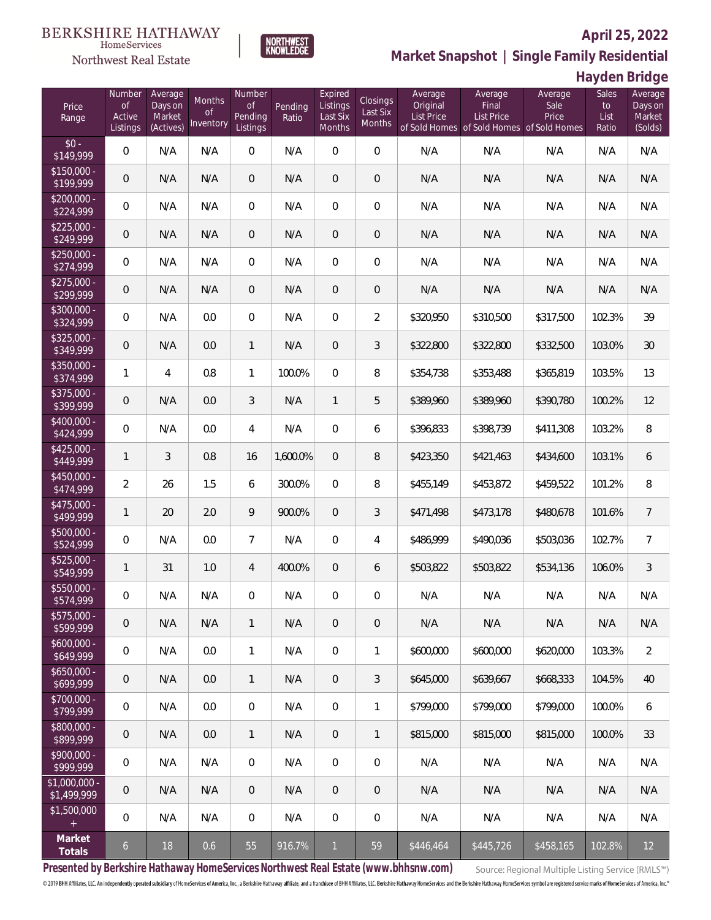BERKSHIRE HATHAWAY HomeServices Northwest Real Estate

NORTHWEST KNOWLEDGE

# April 25, 2022

## Market Snapshot | Single Family Residential

## Hayden Bridge

| Price Range | Number of Active Listings | Average Days on Market (Actives) | Months of Inventory | Number of Pending Listings | Pending Ratio | Expired Listings Last Six Months | Closings Last Six Months | Average Original List Price of Sold Homes | Average Final List Price of Sold Homes | Average Sale Price of Sold Homes | Sales to List Ratio | Average Days on Market (Solds) |
|---|---|---|---|---|---|---|---|---|---|---|---|---|
| $0 - $149,999 | 0 | N/A | N/A | 0 | N/A | 0 | 0 | N/A | N/A | N/A | N/A | N/A |
| $150,000 - $199,999 | 0 | N/A | N/A | 0 | N/A | 0 | 0 | N/A | N/A | N/A | N/A | N/A |
| $200,000 - $224,999 | 0 | N/A | N/A | 0 | N/A | 0 | 0 | N/A | N/A | N/A | N/A | N/A |
| $225,000 - $249,999 | 0 | N/A | N/A | 0 | N/A | 0 | 0 | N/A | N/A | N/A | N/A | N/A |
| $250,000 - $274,999 | 0 | N/A | N/A | 0 | N/A | 0 | 0 | N/A | N/A | N/A | N/A | N/A |
| $275,000 - $299,999 | 0 | N/A | N/A | 0 | N/A | 0 | 0 | N/A | N/A | N/A | N/A | N/A |
| $300,000 - $324,999 | 0 | N/A | 0.0 | 0 | N/A | 0 | 2 | $320,950 | $310,500 | $317,500 | 102.3% | 39 |
| $325,000 - $349,999 | 0 | N/A | 0.0 | 1 | N/A | 0 | 3 | $322,800 | $322,800 | $332,500 | 103.0% | 30 |
| $350,000 - $374,999 | 1 | 4 | 0.8 | 1 | 100.0% | 0 | 8 | $354,738 | $353,488 | $365,819 | 103.5% | 13 |
| $375,000 - $399,999 | 0 | N/A | 0.0 | 3 | N/A | 1 | 5 | $389,960 | $389,960 | $390,780 | 100.2% | 12 |
| $400,000 - $424,999 | 0 | N/A | 0.0 | 4 | N/A | 0 | 6 | $396,833 | $398,739 | $411,308 | 103.2% | 8 |
| $425,000 - $449,999 | 1 | 3 | 0.8 | 16 | 1,600.0% | 0 | 8 | $423,350 | $421,463 | $434,600 | 103.1% | 6 |
| $450,000 - $474,999 | 2 | 26 | 1.5 | 6 | 300.0% | 0 | 8 | $455,149 | $453,872 | $459,522 | 101.2% | 8 |
| $475,000 - $499,999 | 1 | 20 | 2.0 | 9 | 900.0% | 0 | 3 | $471,498 | $473,178 | $480,678 | 101.6% | 7 |
| $500,000 - $524,999 | 0 | N/A | 0.0 | 7 | N/A | 0 | 4 | $486,999 | $490,036 | $503,036 | 102.7% | 7 |
| $525,000 - $549,999 | 1 | 31 | 1.0 | 4 | 400.0% | 0 | 6 | $503,822 | $503,822 | $534,136 | 106.0% | 3 |
| $550,000 - $574,999 | 0 | N/A | N/A | 0 | N/A | 0 | 0 | N/A | N/A | N/A | N/A | N/A |
| $575,000 - $599,999 | 0 | N/A | N/A | 1 | N/A | 0 | 0 | N/A | N/A | N/A | N/A | N/A |
| $600,000 - $649,999 | 0 | N/A | 0.0 | 1 | N/A | 0 | 1 | $600,000 | $600,000 | $620,000 | 103.3% | 2 |
| $650,000 - $699,999 | 0 | N/A | 0.0 | 1 | N/A | 0 | 3 | $645,000 | $639,667 | $668,333 | 104.5% | 40 |
| $700,000 - $799,999 | 0 | N/A | 0.0 | 0 | N/A | 0 | 1 | $799,000 | $799,000 | $799,000 | 100.0% | 6 |
| $800,000 - $899,999 | 0 | N/A | 0.0 | 1 | N/A | 0 | 1 | $815,000 | $815,000 | $815,000 | 100.0% | 33 |
| $900,000 - $999,999 | 0 | N/A | N/A | 0 | N/A | 0 | 0 | N/A | N/A | N/A | N/A | N/A |
| $1,000,000 - $1,499,999 | 0 | N/A | N/A | 0 | N/A | 0 | 0 | N/A | N/A | N/A | N/A | N/A |
| $1,500,000 + | 0 | N/A | N/A | 0 | N/A | 0 | 0 | N/A | N/A | N/A | N/A | N/A |
| **Market Totals** | 6 | 18 | 0.6 | 55 | 916.7% | 1 | 59 | $446,464 | $445,726 | $458,165 | 102.8% | 12 |

**Presented by Berkshire Hathaway HomeServices Northwest Real Estate (www.bhhsnw.com)**

Source: Regional Multiple Listing Service (RMLS™)

© 2019 BHH Affiliates, LLC. An independently operated subsidiary of HomeServices of America, Inc., a Berkshire Hathaway affiliate, and a franchisee of BHH Affiliates, LLC. Berkshire Hathaway HomeServices and the Berkshire Hathaway HomeServices symbol are registered service marks of HomeServices of America, Inc.®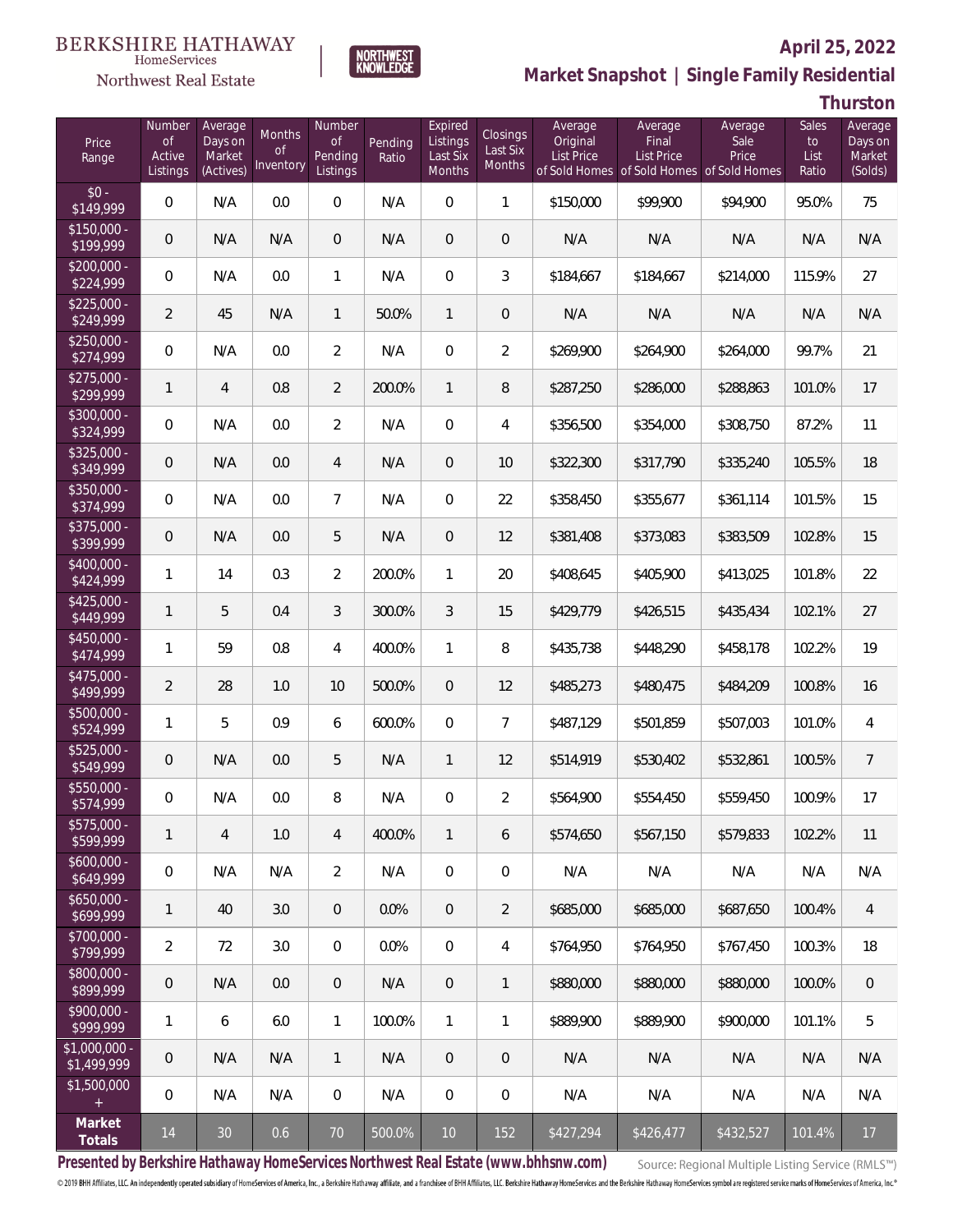BERKSHIRE HATHAWAY HomeServices Northwest Real Estate

NORTHWEST KNOWLEDGE

**April 25, 2022**

## Market Snapshot | Single Family Residential

### Thurston

| Price Range | Number of Active Listings | Average Days on Market (Actives) | Months of Inventory | Number of Pending Listings | Pending Ratio | Expired Listings Last Six Months | Closings Last Six Months | Average Original List Price of Sold Homes | Average Final List Price of Sold Homes | Average Sale Price of Sold Homes | Sales to List Ratio | Average Days on Market (Solds) |
|---|---|---|---|---|---|---|---|---|---|---|---|---|
| $0 - $149,999 | 0 | N/A | 0.0 | 0 | N/A | 0 | 1 | $150,000 | $99,900 | $94,900 | 95.0% | 75 |
| $150,000 - $199,999 | 0 | N/A | N/A | 0 | N/A | 0 | 0 | N/A | N/A | N/A | N/A | N/A |
| $200,000 - $224,999 | 0 | N/A | 0.0 | 1 | N/A | 0 | 3 | $184,667 | $184,667 | $214,000 | 115.9% | 27 |
| $225,000 - $249,999 | 2 | 45 | N/A | 1 | 50.0% | 1 | 0 | N/A | N/A | N/A | N/A | N/A |
| $250,000 - $274,999 | 0 | N/A | 0.0 | 2 | N/A | 0 | 2 | $269,900 | $264,900 | $264,000 | 99.7% | 21 |
| $275,000 - $299,999 | 1 | 4 | 0.8 | 2 | 200.0% | 1 | 8 | $287,250 | $286,000 | $288,863 | 101.0% | 17 |
| $300,000 - $324,999 | 0 | N/A | 0.0 | 2 | N/A | 0 | 4 | $356,500 | $354,000 | $308,750 | 87.2% | 11 |
| $325,000 - $349,999 | 0 | N/A | 0.0 | 4 | N/A | 0 | 10 | $322,300 | $317,790 | $335,240 | 105.5% | 18 |
| $350,000 - $374,999 | 0 | N/A | 0.0 | 7 | N/A | 0 | 22 | $358,450 | $355,677 | $361,114 | 101.5% | 15 |
| $375,000 - $399,999 | 0 | N/A | 0.0 | 5 | N/A | 0 | 12 | $381,408 | $373,083 | $383,509 | 102.8% | 15 |
| $400,000 - $424,999 | 1 | 14 | 0.3 | 2 | 200.0% | 1 | 20 | $408,645 | $405,900 | $413,025 | 101.8% | 22 |
| $425,000 - $449,999 | 1 | 5 | 0.4 | 3 | 300.0% | 3 | 15 | $429,779 | $426,515 | $435,434 | 102.1% | 27 |
| $450,000 - $474,999 | 1 | 59 | 0.8 | 4 | 400.0% | 1 | 8 | $435,738 | $448,290 | $458,178 | 102.2% | 19 |
| $475,000 - $499,999 | 2 | 28 | 1.0 | 10 | 500.0% | 0 | 12 | $485,273 | $480,475 | $484,209 | 100.8% | 16 |
| $500,000 - $524,999 | 1 | 5 | 0.9 | 6 | 600.0% | 0 | 7 | $487,129 | $501,859 | $507,003 | 101.0% | 4 |
| $525,000 - $549,999 | 0 | N/A | 0.0 | 5 | N/A | 1 | 12 | $514,919 | $530,402 | $532,861 | 100.5% | 7 |
| $550,000 - $574,999 | 0 | N/A | 0.0 | 8 | N/A | 0 | 2 | $564,900 | $554,450 | $559,450 | 100.9% | 17 |
| $575,000 - $599,999 | 1 | 4 | 1.0 | 4 | 400.0% | 1 | 6 | $574,650 | $567,150 | $579,833 | 102.2% | 11 |
| $600,000 - $649,999 | 0 | N/A | N/A | 2 | N/A | 0 | 0 | N/A | N/A | N/A | N/A | N/A |
| $650,000 - $699,999 | 1 | 40 | 3.0 | 0 | 0.0% | 0 | 2 | $685,000 | $685,000 | $687,650 | 100.4% | 4 |
| $700,000 - $799,999 | 2 | 72 | 3.0 | 0 | 0.0% | 0 | 4 | $764,950 | $764,950 | $767,450 | 100.3% | 18 |
| $800,000 - $899,999 | 0 | N/A | 0.0 | 0 | N/A | 0 | 1 | $880,000 | $880,000 | $880,000 | 100.0% | 0 |
| $900,000 - $999,999 | 1 | 6 | 6.0 | 1 | 100.0% | 1 | 1 | $889,900 | $889,900 | $900,000 | 101.1% | 5 |
| $1,000,000 - $1,499,999 | 0 | N/A | N/A | 1 | N/A | 0 | 0 | N/A | N/A | N/A | N/A | N/A |
| $1,500,000 + | 0 | N/A | N/A | 0 | N/A | 0 | 0 | N/A | N/A | N/A | N/A | N/A |
| **Market Totals** | 14 | 30 | 0.6 | 70 | 500.0% | 10 | 152 | $427,294 | $426,477 | $432,527 | 101.4% | 17 |

**Presented by Berkshire Hathaway HomeServices Northwest Real Estate (www.bhhsnw.com)**

Source: Regional Multiple Listing Service (RMLS™)

© 2019 BHH Affiliates, LLC. An independently operated subsidiary of HomeServices of America, Inc., a Berkshire Hathaway affiliate, and a franchisee of BHH Affiliates, LLC. Berkshire Hathaway HomeServices and the Berkshire Hathaway HomeServices symbol are registered service marks of HomeServices of America, Inc.®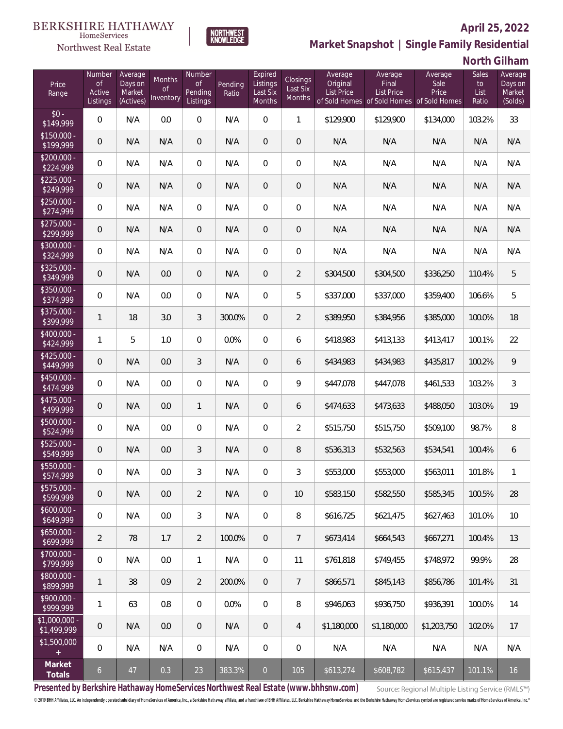BERKSHIRE HATHAWAY HomeServices Northwest Real Estate

NORTHWEST KNOWLEDGE

**April 25, 2022**

**Market Snapshot | Single Family Residential**

**North Gilham**

| Price Range | Number of Active Listings | Average Days on Market (Actives) | Months of Inventory | Number of Pending Listings | Pending Ratio | Expired Listings Last Six Months | Closings Last Six Months | Average Original List Price of Sold Homes | Average Final List Price of Sold Homes | Average Sale Price of Sold Homes | Sales to List Ratio | Average Days on Market (Solds) |
|---|---|---|---|---|---|---|---|---|---|---|---|---|
| $0 - $149,999 | 0 | N/A | 0.0 | 0 | N/A | 0 | 1 | $129,900 | $129,900 | $134,000 | 103.2% | 33 |
| $150,000 - $199,999 | 0 | N/A | N/A | 0 | N/A | 0 | 0 | N/A | N/A | N/A | N/A | N/A |
| $200,000 - $224,999 | 0 | N/A | N/A | 0 | N/A | 0 | 0 | N/A | N/A | N/A | N/A | N/A |
| $225,000 - $249,999 | 0 | N/A | N/A | 0 | N/A | 0 | 0 | N/A | N/A | N/A | N/A | N/A |
| $250,000 - $274,999 | 0 | N/A | N/A | 0 | N/A | 0 | 0 | N/A | N/A | N/A | N/A | N/A |
| $275,000 - $299,999 | 0 | N/A | N/A | 0 | N/A | 0 | 0 | N/A | N/A | N/A | N/A | N/A |
| $300,000 - $324,999 | 0 | N/A | N/A | 0 | N/A | 0 | 0 | N/A | N/A | N/A | N/A | N/A |
| $325,000 - $349,999 | 0 | N/A | 0.0 | 0 | N/A | 0 | 2 | $304,500 | $304,500 | $336,250 | 110.4% | 5 |
| $350,000 - $374,999 | 0 | N/A | 0.0 | 0 | N/A | 0 | 5 | $337,000 | $337,000 | $359,400 | 106.6% | 5 |
| $375,000 - $399,999 | 1 | 18 | 3.0 | 3 | 300.0% | 0 | 2 | $389,950 | $384,956 | $385,000 | 100.0% | 18 |
| $400,000 - $424,999 | 1 | 5 | 1.0 | 0 | 0.0% | 0 | 6 | $418,983 | $413,133 | $413,417 | 100.1% | 22 |
| $425,000 - $449,999 | 0 | N/A | 0.0 | 3 | N/A | 0 | 6 | $434,983 | $434,983 | $435,817 | 100.2% | 9 |
| $450,000 - $474,999 | 0 | N/A | 0.0 | 0 | N/A | 0 | 9 | $447,078 | $447,078 | $461,533 | 103.2% | 3 |
| $475,000 - $499,999 | 0 | N/A | 0.0 | 1 | N/A | 0 | 6 | $474,633 | $473,633 | $488,050 | 103.0% | 19 |
| $500,000 - $524,999 | 0 | N/A | 0.0 | 0 | N/A | 0 | 2 | $515,750 | $515,750 | $509,100 | 98.7% | 8 |
| $525,000 - $549,999 | 0 | N/A | 0.0 | 3 | N/A | 0 | 8 | $536,313 | $532,563 | $534,541 | 100.4% | 6 |
| $550,000 - $574,999 | 0 | N/A | 0.0 | 3 | N/A | 0 | 3 | $553,000 | $553,000 | $563,011 | 101.8% | 1 |
| $575,000 - $599,999 | 0 | N/A | 0.0 | 2 | N/A | 0 | 10 | $583,150 | $582,550 | $585,345 | 100.5% | 28 |
| $600,000 - $649,999 | 0 | N/A | 0.0 | 3 | N/A | 0 | 8 | $616,725 | $621,475 | $627,463 | 101.0% | 10 |
| $650,000 - $699,999 | 2 | 78 | 1.7 | 2 | 100.0% | 0 | 7 | $673,414 | $664,543 | $667,271 | 100.4% | 13 |
| $700,000 - $799,999 | 0 | N/A | 0.0 | 1 | N/A | 0 | 11 | $761,818 | $749,455 | $748,972 | 99.9% | 28 |
| $800,000 - $899,999 | 1 | 38 | 0.9 | 2 | 200.0% | 0 | 7 | $866,571 | $845,143 | $856,786 | 101.4% | 31 |
| $900,000 - $999,999 | 1 | 63 | 0.8 | 0 | 0.0% | 0 | 8 | $946,063 | $936,750 | $936,391 | 100.0% | 14 |
| $1,000,000 - $1,499,999 | 0 | N/A | 0.0 | 0 | N/A | 0 | 4 | $1,180,000 | $1,180,000 | $1,203,750 | 102.0% | 17 |
| $1,500,000 + | 0 | N/A | N/A | 0 | N/A | 0 | 0 | N/A | N/A | N/A | N/A | N/A |
| **Market Totals** | 6 | 47 | 0.3 | 23 | 383.3% | 0 | 105 | $613,274 | $608,782 | $615,437 | 101.1% | 16 |

**Presented by Berkshire Hathaway HomeServices Northwest Real Estate (www.bhhsnw.com)**

Source: Regional Multiple Listing Service (RMLS™)

© 2019 BHH Affiliates, LLC. An independently operated subsidiary of HomeServices of America, Inc., a Berkshire Hathaway affiliate, and a franchisee of BHH Affiliates, LLC. Berkshire Hathaway HomeServices and the Berkshire Hathaway HomeServices symbol are registered service marks of HomeServices of America, Inc.®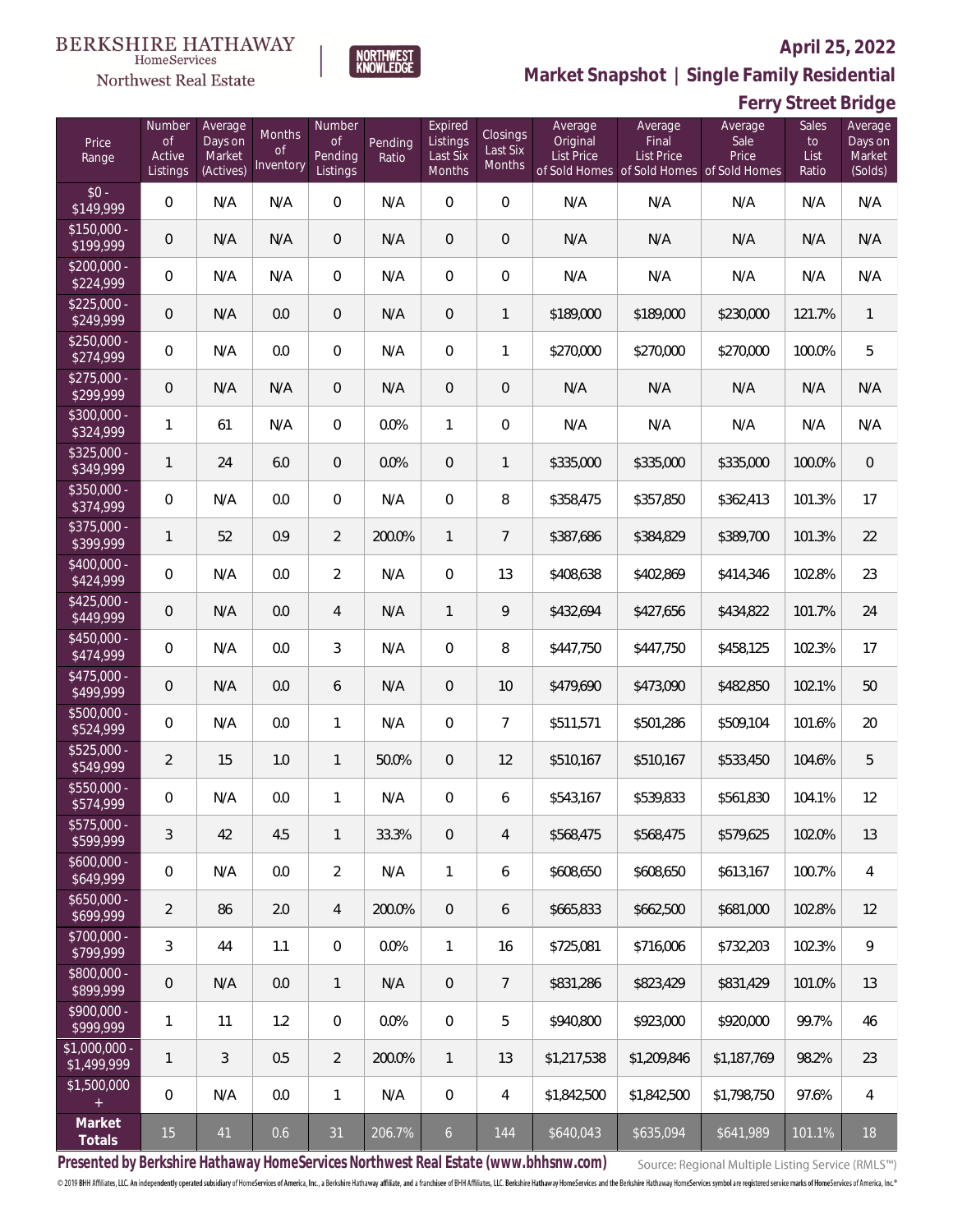BERKSHIRE HATHAWAY HomeServices Northwest Real Estate | NORTHWEST KNOWLEDGE

# April 25, 2022

## Market Snapshot | Single Family Residential

## Ferry Street Bridge

| Price Range | Number of Active Listings | Average Days on Market (Actives) | Months of Inventory | Number of Pending Listings | Pending Ratio | Expired Listings Last Six Months | Closings Last Six Months | Average Original List Price of Sold Homes | Average Final List Price of Sold Homes | Average Sale Price of Sold Homes | Sales to List Ratio | Average Days on Market (Solds) |
|---|---|---|---|---|---|---|---|---|---|---|---|---|
| $0 - $149,999 | 0 | N/A | N/A | 0 | N/A | 0 | 0 | N/A | N/A | N/A | N/A | N/A |
| $150,000 - $199,999 | 0 | N/A | N/A | 0 | N/A | 0 | 0 | N/A | N/A | N/A | N/A | N/A |
| $200,000 - $224,999 | 0 | N/A | N/A | 0 | N/A | 0 | 0 | N/A | N/A | N/A | N/A | N/A |
| $225,000 - $249,999 | 0 | N/A | 0.0 | 0 | N/A | 0 | 1 | $189,000 | $189,000 | $230,000 | 121.7% | 1 |
| $250,000 - $274,999 | 0 | N/A | 0.0 | 0 | N/A | 0 | 1 | $270,000 | $270,000 | $270,000 | 100.0% | 5 |
| $275,000 - $299,999 | 0 | N/A | N/A | 0 | N/A | 0 | 0 | N/A | N/A | N/A | N/A | N/A |
| $300,000 - $324,999 | 1 | 61 | N/A | 0 | 0.0% | 1 | 0 | N/A | N/A | N/A | N/A | N/A |
| $325,000 - $349,999 | 1 | 24 | 6.0 | 0 | 0.0% | 0 | 1 | $335,000 | $335,000 | $335,000 | 100.0% | 0 |
| $350,000 - $374,999 | 0 | N/A | 0.0 | 0 | N/A | 0 | 8 | $358,475 | $357,850 | $362,413 | 101.3% | 17 |
| $375,000 - $399,999 | 1 | 52 | 0.9 | 2 | 200.0% | 1 | 7 | $387,686 | $384,829 | $389,700 | 101.3% | 22 |
| $400,000 - $424,999 | 0 | N/A | 0.0 | 2 | N/A | 0 | 13 | $408,638 | $402,869 | $414,346 | 102.8% | 23 |
| $425,000 - $449,999 | 0 | N/A | 0.0 | 4 | N/A | 1 | 9 | $432,694 | $427,656 | $434,822 | 101.7% | 24 |
| $450,000 - $474,999 | 0 | N/A | 0.0 | 3 | N/A | 0 | 8 | $447,750 | $447,750 | $458,125 | 102.3% | 17 |
| $475,000 - $499,999 | 0 | N/A | 0.0 | 6 | N/A | 0 | 10 | $479,690 | $473,090 | $482,850 | 102.1% | 50 |
| $500,000 - $524,999 | 0 | N/A | 0.0 | 1 | N/A | 0 | 7 | $511,571 | $501,286 | $509,104 | 101.6% | 20 |
| $525,000 - $549,999 | 2 | 15 | 1.0 | 1 | 50.0% | 0 | 12 | $510,167 | $510,167 | $533,450 | 104.6% | 5 |
| $550,000 - $574,999 | 0 | N/A | 0.0 | 1 | N/A | 0 | 6 | $543,167 | $539,833 | $561,830 | 104.1% | 12 |
| $575,000 - $599,999 | 3 | 42 | 4.5 | 1 | 33.3% | 0 | 4 | $568,475 | $568,475 | $579,625 | 102.0% | 13 |
| $600,000 - $649,999 | 0 | N/A | 0.0 | 2 | N/A | 1 | 6 | $608,650 | $608,650 | $613,167 | 100.7% | 4 |
| $650,000 - $699,999 | 2 | 86 | 2.0 | 4 | 200.0% | 0 | 6 | $665,833 | $662,500 | $681,000 | 102.8% | 12 |
| $700,000 - $799,999 | 3 | 44 | 1.1 | 0 | 0.0% | 1 | 16 | $725,081 | $716,006 | $732,203 | 102.3% | 9 |
| $800,000 - $899,999 | 0 | N/A | 0.0 | 1 | N/A | 0 | 7 | $831,286 | $823,429 | $831,429 | 101.0% | 13 |
| $900,000 - $999,999 | 1 | 11 | 1.2 | 0 | 0.0% | 0 | 5 | $940,800 | $923,000 | $920,000 | 99.7% | 46 |
| $1,000,000 - $1,499,999 | 1 | 3 | 0.5 | 2 | 200.0% | 1 | 13 | $1,217,538 | $1,209,846 | $1,187,769 | 98.2% | 23 |
| $1,500,000 + | 0 | N/A | 0.0 | 1 | N/A | 0 | 4 | $1,842,500 | $1,842,500 | $1,798,750 | 97.6% | 4 |
| **Market Totals** | 15 | 41 | 0.6 | 31 | 206.7% | 6 | 144 | $640,043 | $635,094 | $641,989 | 101.1% | 18 |

**Presented by Berkshire Hathaway HomeServices Northwest Real Estate (www.bhhsnw.com)**

Source: Regional Multiple Listing Service (RMLS™)

© 2019 BHH Affiliates, LLC. An independently operated subsidiary of HomeServices of America, Inc., a Berkshire Hathaway affiliate, and a franchisee of BHH Affiliates, LLC. Berkshire Hathaway HomeServices and the Berkshire Hathaway HomeServices symbol are registered service marks of HomeServices of America, Inc.®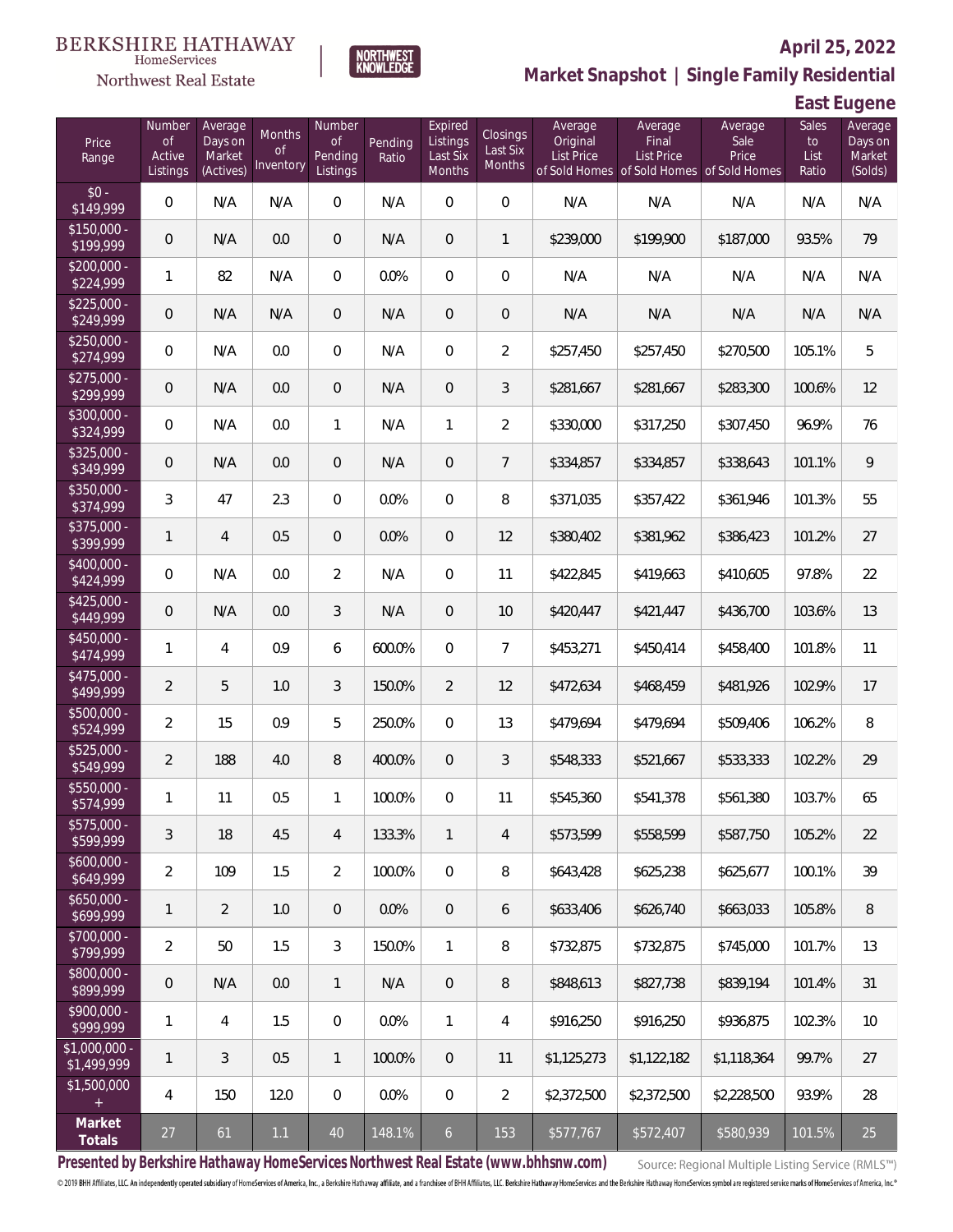BERKSHIRE HATHAWAY HomeServices Northwest Real Estate

NORTHWEST KNOWLEDGE

**April 25, 2022**

**Market Snapshot | Single Family Residential**

**East Eugene**

| Price Range | Number of Active Listings | Average Days on Market (Actives) | Months of Inventory | Number of Pending Listings | Pending Ratio | Expired Listings Last Six Months | Closings Last Six Months | Average Original List Price of Sold Homes | Average Final List Price of Sold Homes | Average Sale Price of Sold Homes | Sales to List Ratio | Average Days on Market (Solds) |
|---|---|---|---|---|---|---|---|---|---|---|---|---|
| $0 - $149,999 | 0 | N/A | N/A | 0 | N/A | 0 | 0 | N/A | N/A | N/A | N/A | N/A |
| $150,000 - $199,999 | 0 | N/A | 0.0 | 0 | N/A | 0 | 1 | $239,000 | $199,900 | $187,000 | 93.5% | 79 |
| $200,000 - $224,999 | 1 | 82 | N/A | 0 | 0.0% | 0 | 0 | N/A | N/A | N/A | N/A | N/A |
| $225,000 - $249,999 | 0 | N/A | N/A | 0 | N/A | 0 | 0 | N/A | N/A | N/A | N/A | N/A |
| $250,000 - $274,999 | 0 | N/A | 0.0 | 0 | N/A | 0 | 2 | $257,450 | $257,450 | $270,500 | 105.1% | 5 |
| $275,000 - $299,999 | 0 | N/A | 0.0 | 0 | N/A | 0 | 3 | $281,667 | $281,667 | $283,300 | 100.6% | 12 |
| $300,000 - $324,999 | 0 | N/A | 0.0 | 1 | N/A | 1 | 2 | $330,000 | $317,250 | $307,450 | 96.9% | 76 |
| $325,000 - $349,999 | 0 | N/A | 0.0 | 0 | N/A | 0 | 7 | $334,857 | $334,857 | $338,643 | 101.1% | 9 |
| $350,000 - $374,999 | 3 | 47 | 2.3 | 0 | 0.0% | 0 | 8 | $371,035 | $357,422 | $361,946 | 101.3% | 55 |
| $375,000 - $399,999 | 1 | 4 | 0.5 | 0 | 0.0% | 0 | 12 | $380,402 | $381,962 | $386,423 | 101.2% | 27 |
| $400,000 - $424,999 | 0 | N/A | 0.0 | 2 | N/A | 0 | 11 | $422,845 | $419,663 | $410,605 | 97.8% | 22 |
| $425,000 - $449,999 | 0 | N/A | 0.0 | 3 | N/A | 0 | 10 | $420,447 | $421,447 | $436,700 | 103.6% | 13 |
| $450,000 - $474,999 | 1 | 4 | 0.9 | 6 | 600.0% | 0 | 7 | $453,271 | $450,414 | $458,400 | 101.8% | 11 |
| $475,000 - $499,999 | 2 | 5 | 1.0 | 3 | 150.0% | 2 | 12 | $472,634 | $468,459 | $481,926 | 102.9% | 17 |
| $500,000 - $524,999 | 2 | 15 | 0.9 | 5 | 250.0% | 0 | 13 | $479,694 | $479,694 | $509,406 | 106.2% | 8 |
| $525,000 - $549,999 | 2 | 188 | 4.0 | 8 | 400.0% | 0 | 3 | $548,333 | $521,667 | $533,333 | 102.2% | 29 |
| $550,000 - $574,999 | 1 | 11 | 0.5 | 1 | 100.0% | 0 | 11 | $545,360 | $541,378 | $561,380 | 103.7% | 65 |
| $575,000 - $599,999 | 3 | 18 | 4.5 | 4 | 133.3% | 1 | 4 | $573,599 | $558,599 | $587,750 | 105.2% | 22 |
| $600,000 - $649,999 | 2 | 109 | 1.5 | 2 | 100.0% | 0 | 8 | $643,428 | $625,238 | $625,677 | 100.1% | 39 |
| $650,000 - $699,999 | 1 | 2 | 1.0 | 0 | 0.0% | 0 | 6 | $633,406 | $626,740 | $663,033 | 105.8% | 8 |
| $700,000 - $799,999 | 2 | 50 | 1.5 | 3 | 150.0% | 1 | 8 | $732,875 | $732,875 | $745,000 | 101.7% | 13 |
| $800,000 - $899,999 | 0 | N/A | 0.0 | 1 | N/A | 0 | 8 | $848,613 | $827,738 | $839,194 | 101.4% | 31 |
| $900,000 - $999,999 | 1 | 4 | 1.5 | 0 | 0.0% | 1 | 4 | $916,250 | $916,250 | $936,875 | 102.3% | 10 |
| $1,000,000 - $1,499,999 | 1 | 3 | 0.5 | 1 | 100.0% | 0 | 11 | $1,125,273 | $1,122,182 | $1,118,364 | 99.7% | 27 |
| $1,500,000 + | 4 | 150 | 12.0 | 0 | 0.0% | 0 | 2 | $2,372,500 | $2,372,500 | $2,228,500 | 93.9% | 28 |
| **Market Totals** | 27 | 61 | 1.1 | 40 | 148.1% | 6 | 153 | $577,767 | $572,407 | $580,939 | 101.5% | 25 |

**Presented by Berkshire Hathaway HomeServices Northwest Real Estate (www.bhhsnw.com)**

Source: Regional Multiple Listing Service (RMLS™)

© 2019 BHH Affiliates, LLC. An independently operated subsidiary of HomeServices of America, Inc., a Berkshire Hathaway affiliate, and a franchisee of BHH Affiliates, LLC. Berkshire Hathaway HomeServices and the Berkshire Hathaway HomeServices symbol are registered service marks of HomeServices of America, Inc.®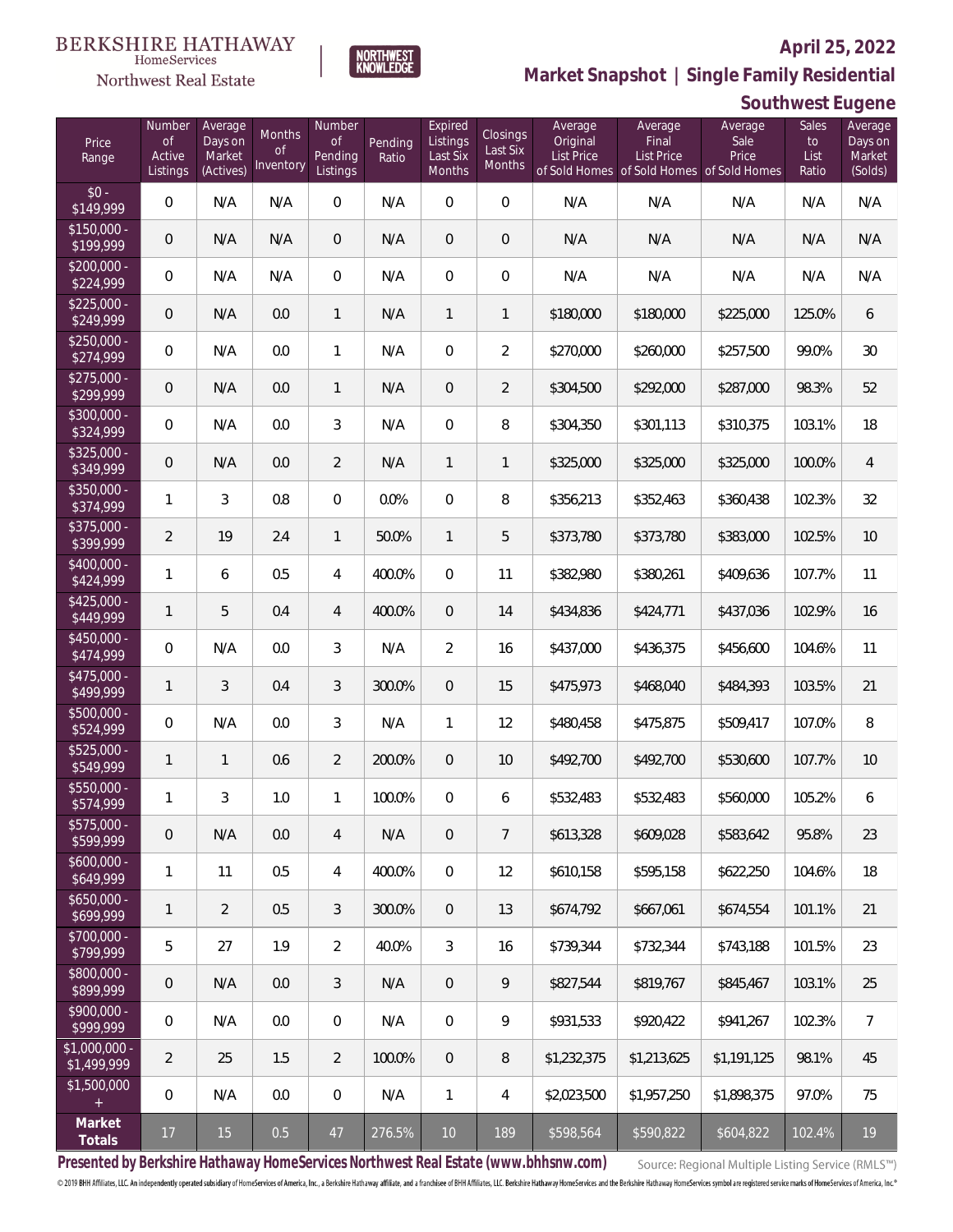BERKSHIRE HATHAWAY HomeServices Northwest Real Estate

NORTHWEST KNOWLEDGE

**April 25, 2022**

**Market Snapshot | Single Family Residential**

**Southwest Eugene**

| Price Range | Number of Active Listings | Average Days on Market (Actives) | Months of Inventory | Number of Pending Listings | Pending Ratio | Expired Listings Last Six Months | Closings Last Six Months | Average Original List Price of Sold Homes | Average Final List Price of Sold Homes | Average Sale Price of Sold Homes | Sales to List Ratio | Average Days on Market (Solds) |
|---|---|---|---|---|---|---|---|---|---|---|---|---|
| $0 - $149,999 | 0 | N/A | N/A | 0 | N/A | 0 | 0 | N/A | N/A | N/A | N/A | N/A |
| $150,000 - $199,999 | 0 | N/A | N/A | 0 | N/A | 0 | 0 | N/A | N/A | N/A | N/A | N/A |
| $200,000 - $224,999 | 0 | N/A | N/A | 0 | N/A | 0 | 0 | N/A | N/A | N/A | N/A | N/A |
| $225,000 - $249,999 | 0 | N/A | 0.0 | 1 | N/A | 1 | 1 | $180,000 | $180,000 | $225,000 | 125.0% | 6 |
| $250,000 - $274,999 | 0 | N/A | 0.0 | 1 | N/A | 0 | 2 | $270,000 | $260,000 | $257,500 | 99.0% | 30 |
| $275,000 - $299,999 | 0 | N/A | 0.0 | 1 | N/A | 0 | 2 | $304,500 | $292,000 | $287,000 | 98.3% | 52 |
| $300,000 - $324,999 | 0 | N/A | 0.0 | 3 | N/A | 0 | 8 | $304,350 | $301,113 | $310,375 | 103.1% | 18 |
| $325,000 - $349,999 | 0 | N/A | 0.0 | 2 | N/A | 1 | 1 | $325,000 | $325,000 | $325,000 | 100.0% | 4 |
| $350,000 - $374,999 | 1 | 3 | 0.8 | 0 | 0.0% | 0 | 8 | $356,213 | $352,463 | $360,438 | 102.3% | 32 |
| $375,000 - $399,999 | 2 | 19 | 2.4 | 1 | 50.0% | 1 | 5 | $373,780 | $373,780 | $383,000 | 102.5% | 10 |
| $400,000 - $424,999 | 1 | 6 | 0.5 | 4 | 400.0% | 0 | 11 | $382,980 | $380,261 | $409,636 | 107.7% | 11 |
| $425,000 - $449,999 | 1 | 5 | 0.4 | 4 | 400.0% | 0 | 14 | $434,836 | $424,771 | $437,036 | 102.9% | 16 |
| $450,000 - $474,999 | 0 | N/A | 0.0 | 3 | N/A | 2 | 16 | $437,000 | $436,375 | $456,600 | 104.6% | 11 |
| $475,000 - $499,999 | 1 | 3 | 0.4 | 3 | 300.0% | 0 | 15 | $475,973 | $468,040 | $484,393 | 103.5% | 21 |
| $500,000 - $524,999 | 0 | N/A | 0.0 | 3 | N/A | 1 | 12 | $480,458 | $475,875 | $509,417 | 107.0% | 8 |
| $525,000 - $549,999 | 1 | 1 | 0.6 | 2 | 200.0% | 0 | 10 | $492,700 | $492,700 | $530,600 | 107.7% | 10 |
| $550,000 - $574,999 | 1 | 3 | 1.0 | 1 | 100.0% | 0 | 6 | $532,483 | $532,483 | $560,000 | 105.2% | 6 |
| $575,000 - $599,999 | 0 | N/A | 0.0 | 4 | N/A | 0 | 7 | $613,328 | $609,028 | $583,642 | 95.8% | 23 |
| $600,000 - $649,999 | 1 | 11 | 0.5 | 4 | 400.0% | 0 | 12 | $610,158 | $595,158 | $622,250 | 104.6% | 18 |
| $650,000 - $699,999 | 1 | 2 | 0.5 | 3 | 300.0% | 0 | 13 | $674,792 | $667,061 | $674,554 | 101.1% | 21 |
| $700,000 - $799,999 | 5 | 27 | 1.9 | 2 | 40.0% | 3 | 16 | $739,344 | $732,344 | $743,188 | 101.5% | 23 |
| $800,000 - $899,999 | 0 | N/A | 0.0 | 3 | N/A | 0 | 9 | $827,544 | $819,767 | $845,467 | 103.1% | 25 |
| $900,000 - $999,999 | 0 | N/A | 0.0 | 0 | N/A | 0 | 9 | $931,533 | $920,422 | $941,267 | 102.3% | 7 |
| $1,000,000 - $1,499,999 | 2 | 25 | 1.5 | 2 | 100.0% | 0 | 8 | $1,232,375 | $1,213,625 | $1,191,125 | 98.1% | 45 |
| $1,500,000 + | 0 | N/A | 0.0 | 0 | N/A | 1 | 4 | $2,023,500 | $1,957,250 | $1,898,375 | 97.0% | 75 |
| **Market Totals** | 17 | 15 | 0.5 | 47 | 276.5% | 10 | 189 | $598,564 | $590,822 | $604,822 | 102.4% | 19 |

**Presented by Berkshire Hathaway HomeServices Northwest Real Estate (www.bhhsnw.com)**

Source: Regional Multiple Listing Service (RMLS™)

© 2019 BHH Affiliates, LLC. An independently operated subsidiary of HomeServices of America, Inc., a Berkshire Hathaway affiliate, and a franchisee of BHH Affiliates, LLC. Berkshire Hathaway HomeServices and the Berkshire Hathaway HomeServices symbol are registered service marks of HomeServices of America, Inc.®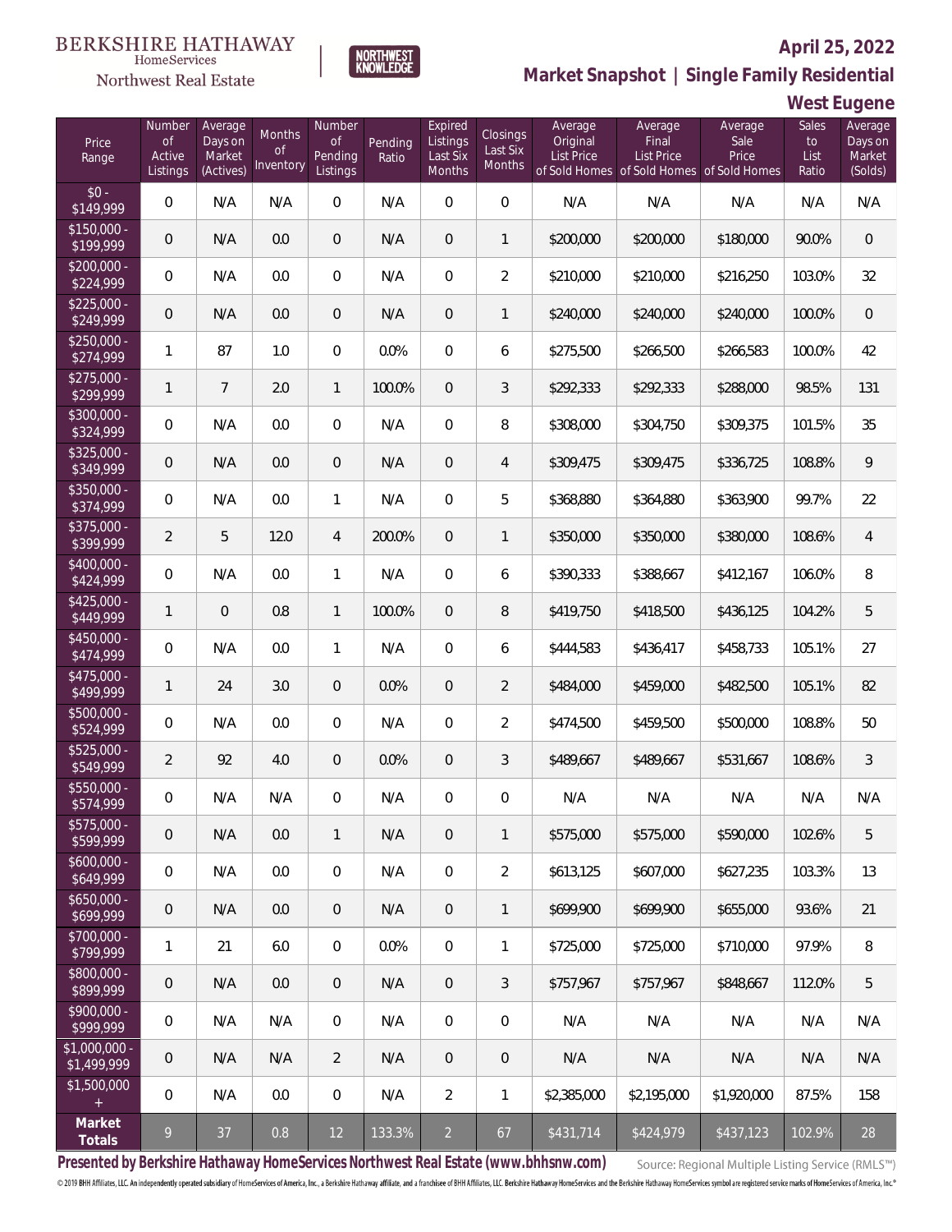BERKSHIRE HATHAWAY HomeServices Northwest Real Estate

NORTHWEST KNOWLEDGE

**April 25, 2022**

**Market Snapshot | Single Family Residential**

**West Eugene**

| Price Range | Number of Active Listings | Average Days on Market (Actives) | Months of Inventory | Number of Pending Listings | Pending Ratio | Expired Listings Last Six Months | Closings Last Six Months | Average Original List Price of Sold Homes | Average Final List Price of Sold Homes | Average Sale Price of Sold Homes | Sales to List Ratio | Average Days on Market (Solds) |
|---|---|---|---|---|---|---|---|---|---|---|---|---|
| $0 - $149,999 | 0 | N/A | N/A | 0 | N/A | 0 | 0 | N/A | N/A | N/A | N/A | N/A |
| $150,000 - $199,999 | 0 | N/A | 0.0 | 0 | N/A | 0 | 1 | $200,000 | $200,000 | $180,000 | 90.0% | 0 |
| $200,000 - $224,999 | 0 | N/A | 0.0 | 0 | N/A | 0 | 2 | $210,000 | $210,000 | $216,250 | 103.0% | 32 |
| $225,000 - $249,999 | 0 | N/A | 0.0 | 0 | N/A | 0 | 1 | $240,000 | $240,000 | $240,000 | 100.0% | 0 |
| $250,000 - $274,999 | 1 | 87 | 1.0 | 0 | 0.0% | 0 | 6 | $275,500 | $266,500 | $266,583 | 100.0% | 42 |
| $275,000 - $299,999 | 1 | 7 | 2.0 | 1 | 100.0% | 0 | 3 | $292,333 | $292,333 | $288,000 | 98.5% | 131 |
| $300,000 - $324,999 | 0 | N/A | 0.0 | 0 | N/A | 0 | 8 | $308,000 | $304,750 | $309,375 | 101.5% | 35 |
| $325,000 - $349,999 | 0 | N/A | 0.0 | 0 | N/A | 0 | 4 | $309,475 | $309,475 | $336,725 | 108.8% | 9 |
| $350,000 - $374,999 | 0 | N/A | 0.0 | 1 | N/A | 0 | 5 | $368,880 | $364,880 | $363,900 | 99.7% | 22 |
| $375,000 - $399,999 | 2 | 5 | 12.0 | 4 | 200.0% | 0 | 1 | $350,000 | $350,000 | $380,000 | 108.6% | 4 |
| $400,000 - $424,999 | 0 | N/A | 0.0 | 1 | N/A | 0 | 6 | $390,333 | $388,667 | $412,167 | 106.0% | 8 |
| $425,000 - $449,999 | 1 | 0 | 0.8 | 1 | 100.0% | 0 | 8 | $419,750 | $418,500 | $436,125 | 104.2% | 5 |
| $450,000 - $474,999 | 0 | N/A | 0.0 | 1 | N/A | 0 | 6 | $444,583 | $436,417 | $458,733 | 105.1% | 27 |
| $475,000 - $499,999 | 1 | 24 | 3.0 | 0 | 0.0% | 0 | 2 | $484,000 | $459,000 | $482,500 | 105.1% | 82 |
| $500,000 - $524,999 | 0 | N/A | 0.0 | 0 | N/A | 0 | 2 | $474,500 | $459,500 | $500,000 | 108.8% | 50 |
| $525,000 - $549,999 | 2 | 92 | 4.0 | 0 | 0.0% | 0 | 3 | $489,667 | $489,667 | $531,667 | 108.6% | 3 |
| $550,000 - $574,999 | 0 | N/A | N/A | 0 | N/A | 0 | 0 | N/A | N/A | N/A | N/A | N/A |
| $575,000 - $599,999 | 0 | N/A | 0.0 | 1 | N/A | 0 | 1 | $575,000 | $575,000 | $590,000 | 102.6% | 5 |
| $600,000 - $649,999 | 0 | N/A | 0.0 | 0 | N/A | 0 | 2 | $613,125 | $607,000 | $627,235 | 103.3% | 13 |
| $650,000 - $699,999 | 0 | N/A | 0.0 | 0 | N/A | 0 | 1 | $699,900 | $699,900 | $655,000 | 93.6% | 21 |
| $700,000 - $799,999 | 1 | 21 | 6.0 | 0 | 0.0% | 0 | 1 | $725,000 | $725,000 | $710,000 | 97.9% | 8 |
| $800,000 - $899,999 | 0 | N/A | 0.0 | 0 | N/A | 0 | 3 | $757,967 | $757,967 | $848,667 | 112.0% | 5 |
| $900,000 - $999,999 | 0 | N/A | N/A | 0 | N/A | 0 | 0 | N/A | N/A | N/A | N/A | N/A |
| $1,000,000 - $1,499,999 | 0 | N/A | N/A | 2 | N/A | 0 | 0 | N/A | N/A | N/A | N/A | N/A |
| $1,500,000 + | 0 | N/A | 0.0 | 0 | N/A | 2 | 1 | $2,385,000 | $2,195,000 | $1,920,000 | 87.5% | 158 |
| **Market Totals** | 9 | 37 | 0.8 | 12 | 133.3% | 2 | 67 | $431,714 | $424,979 | $437,123 | 102.9% | 28 |

**Presented by Berkshire Hathaway HomeServices Northwest Real Estate (www.bhhsnw.com)**

Source: Regional Multiple Listing Service (RMLS™)

© 2019 BHH Affiliates, LLC. An independently operated subsidiary of HomeServices of America, Inc., a Berkshire Hathaway affiliate, and a franchisee of BHH Affiliates, LLC. Berkshire Hathaway HomeServices and the Berkshire Hathaway HomeServices symbol are registered service marks of HomeServices of America, Inc.®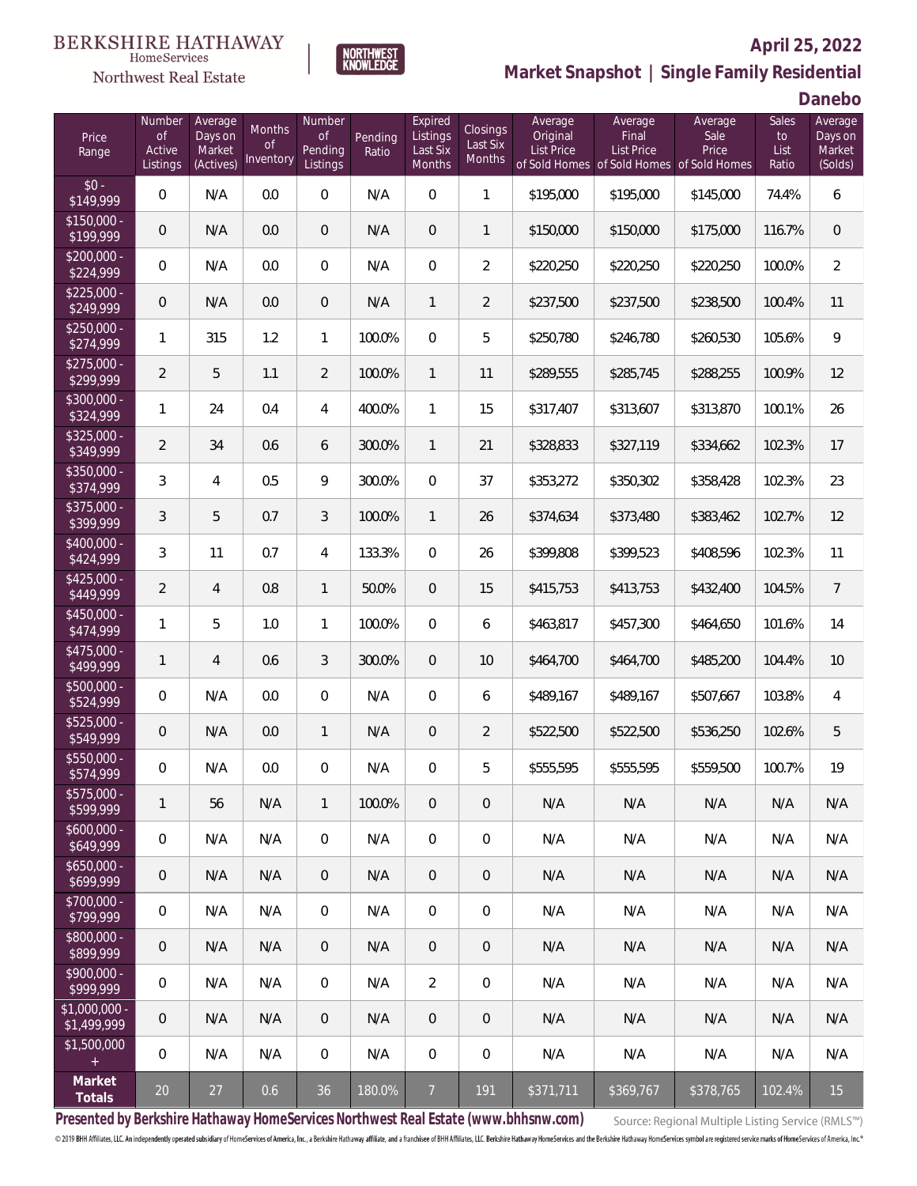BERKSHIRE HATHAWAY HomeServices Northwest Real Estate | NORTHWEST KNOWLEDGE

## April 25, 2022

## Market Snapshot | Single Family Residential

### Danebo

| Price Range | Number of Active Listings | Average Days on Market (Actives) | Months of Inventory | Number of Pending Listings | Pending Ratio | Expired Listings Last Six Months | Closings Last Six Months | Average Original List Price of Sold Homes | Average Final List Price of Sold Homes | Average Sale Price of Sold Homes | Sales to List Ratio | Average Days on Market (Solds) |
|---|---|---|---|---|---|---|---|---|---|---|---|---|
| $0 - $149,999 | 0 | N/A | 0.0 | 0 | N/A | 0 | 1 | $195,000 | $195,000 | $145,000 | 74.4% | 6 |
| $150,000 - $199,999 | 0 | N/A | 0.0 | 0 | N/A | 0 | 1 | $150,000 | $150,000 | $175,000 | 116.7% | 0 |
| $200,000 - $224,999 | 0 | N/A | 0.0 | 0 | N/A | 0 | 2 | $220,250 | $220,250 | $220,250 | 100.0% | 2 |
| $225,000 - $249,999 | 0 | N/A | 0.0 | 0 | N/A | 1 | 2 | $237,500 | $237,500 | $238,500 | 100.4% | 11 |
| $250,000 - $274,999 | 1 | 315 | 1.2 | 1 | 100.0% | 0 | 5 | $250,780 | $246,780 | $260,530 | 105.6% | 9 |
| $275,000 - $299,999 | 2 | 5 | 1.1 | 2 | 100.0% | 1 | 11 | $289,555 | $285,745 | $288,255 | 100.9% | 12 |
| $300,000 - $324,999 | 1 | 24 | 0.4 | 4 | 400.0% | 1 | 15 | $317,407 | $313,607 | $313,870 | 100.1% | 26 |
| $325,000 - $349,999 | 2 | 34 | 0.6 | 6 | 300.0% | 1 | 21 | $328,833 | $327,119 | $334,662 | 102.3% | 17 |
| $350,000 - $374,999 | 3 | 4 | 0.5 | 9 | 300.0% | 0 | 37 | $353,272 | $350,302 | $358,428 | 102.3% | 23 |
| $375,000 - $399,999 | 3 | 5 | 0.7 | 3 | 100.0% | 1 | 26 | $374,634 | $373,480 | $383,462 | 102.7% | 12 |
| $400,000 - $424,999 | 3 | 11 | 0.7 | 4 | 133.3% | 0 | 26 | $399,808 | $399,523 | $408,596 | 102.3% | 11 |
| $425,000 - $449,999 | 2 | 4 | 0.8 | 1 | 50.0% | 0 | 15 | $415,753 | $413,753 | $432,400 | 104.5% | 7 |
| $450,000 - $474,999 | 1 | 5 | 1.0 | 1 | 100.0% | 0 | 6 | $463,817 | $457,300 | $464,650 | 101.6% | 14 |
| $475,000 - $499,999 | 1 | 4 | 0.6 | 3 | 300.0% | 0 | 10 | $464,700 | $464,700 | $485,200 | 104.4% | 10 |
| $500,000 - $524,999 | 0 | N/A | 0.0 | 0 | N/A | 0 | 6 | $489,167 | $489,167 | $507,667 | 103.8% | 4 |
| $525,000 - $549,999 | 0 | N/A | 0.0 | 1 | N/A | 0 | 2 | $522,500 | $522,500 | $536,250 | 102.6% | 5 |
| $550,000 - $574,999 | 0 | N/A | 0.0 | 0 | N/A | 0 | 5 | $555,595 | $555,595 | $559,500 | 100.7% | 19 |
| $575,000 - $599,999 | 1 | 56 | N/A | 1 | 100.0% | 0 | 0 | N/A | N/A | N/A | N/A | N/A |
| $600,000 - $649,999 | 0 | N/A | N/A | 0 | N/A | 0 | 0 | N/A | N/A | N/A | N/A | N/A |
| $650,000 - $699,999 | 0 | N/A | N/A | 0 | N/A | 0 | 0 | N/A | N/A | N/A | N/A | N/A |
| $700,000 - $799,999 | 0 | N/A | N/A | 0 | N/A | 0 | 0 | N/A | N/A | N/A | N/A | N/A |
| $800,000 - $899,999 | 0 | N/A | N/A | 0 | N/A | 0 | 0 | N/A | N/A | N/A | N/A | N/A |
| $900,000 - $999,999 | 0 | N/A | N/A | 0 | N/A | 2 | 0 | N/A | N/A | N/A | N/A | N/A |
| $1,000,000 - $1,499,999 | 0 | N/A | N/A | 0 | N/A | 0 | 0 | N/A | N/A | N/A | N/A | N/A |
| $1,500,000 + | 0 | N/A | N/A | 0 | N/A | 0 | 0 | N/A | N/A | N/A | N/A | N/A |
| **Market Totals** | 20 | 27 | 0.6 | 36 | 180.0% | 7 | 191 | $371,711 | $369,767 | $378,765 | 102.4% | 15 |

**Presented by Berkshire Hathaway HomeServices Northwest Real Estate (www.bhhsnw.com)** Source: Regional Multiple Listing Service (RMLS™)

© 2019 BHH Affiliates, LLC. An independently operated subsidiary of HomeServices of America, Inc., a Berkshire Hathaway affiliate, and a franchisee of BHH Affiliates, LLC. Berkshire Hathaway HomeServices and the Berkshire Hathaway HomeServices symbol are registered service marks of HomeServices of America, Inc.®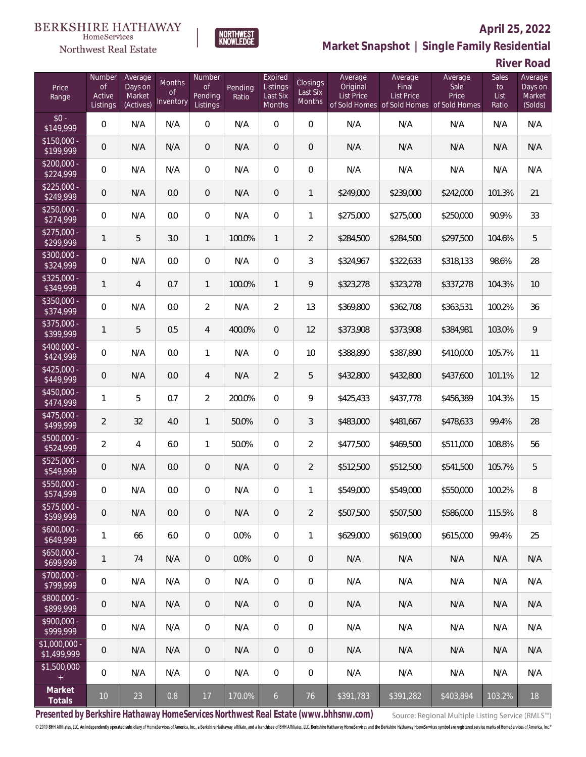BERKSHIRE HATHAWAY HomeServices Northwest Real Estate

NORTHWEST KNOWLEDGE

# April 25, 2022

## Market Snapshot | Single Family Residential

### River Road

| Price Range | Number of Active Listings | Average Days on Market (Actives) | Months of Inventory | Number of Pending Listings | Pending Ratio | Expired Listings Last Six Months | Closings Last Six Months | Average Original List Price of Sold Homes | Average Final List Price of Sold Homes | Average Sale Price of Sold Homes | Sales to List Ratio | Average Days on Market (Solds) |
|---|---|---|---|---|---|---|---|---|---|---|---|---|
| $0 - $149,999 | 0 | N/A | N/A | 0 | N/A | 0 | 0 | N/A | N/A | N/A | N/A | N/A |
| $150,000 - $199,999 | 0 | N/A | N/A | 0 | N/A | 0 | 0 | N/A | N/A | N/A | N/A | N/A |
| $200,000 - $224,999 | 0 | N/A | N/A | 0 | N/A | 0 | 0 | N/A | N/A | N/A | N/A | N/A |
| $225,000 - $249,999 | 0 | N/A | 0.0 | 0 | N/A | 0 | 1 | $249,000 | $239,000 | $242,000 | 101.3% | 21 |
| $250,000 - $274,999 | 0 | N/A | 0.0 | 0 | N/A | 0 | 1 | $275,000 | $275,000 | $250,000 | 90.9% | 33 |
| $275,000 - $299,999 | 1 | 5 | 3.0 | 1 | 100.0% | 1 | 2 | $284,500 | $284,500 | $297,500 | 104.6% | 5 |
| $300,000 - $324,999 | 0 | N/A | 0.0 | 0 | N/A | 0 | 3 | $324,967 | $322,633 | $318,133 | 98.6% | 28 |
| $325,000 - $349,999 | 1 | 4 | 0.7 | 1 | 100.0% | 1 | 9 | $323,278 | $323,278 | $337,278 | 104.3% | 10 |
| $350,000 - $374,999 | 0 | N/A | 0.0 | 2 | N/A | 2 | 13 | $369,800 | $362,708 | $363,531 | 100.2% | 36 |
| $375,000 - $399,999 | 1 | 5 | 0.5 | 4 | 400.0% | 0 | 12 | $373,908 | $373,908 | $384,981 | 103.0% | 9 |
| $400,000 - $424,999 | 0 | N/A | 0.0 | 1 | N/A | 0 | 10 | $388,890 | $387,890 | $410,000 | 105.7% | 11 |
| $425,000 - $449,999 | 0 | N/A | 0.0 | 4 | N/A | 2 | 5 | $432,800 | $432,800 | $437,600 | 101.1% | 12 |
| $450,000 - $474,999 | 1 | 5 | 0.7 | 2 | 200.0% | 0 | 9 | $425,433 | $437,778 | $456,389 | 104.3% | 15 |
| $475,000 - $499,999 | 2 | 32 | 4.0 | 1 | 50.0% | 0 | 3 | $483,000 | $481,667 | $478,633 | 99.4% | 28 |
| $500,000 - $524,999 | 2 | 4 | 6.0 | 1 | 50.0% | 0 | 2 | $477,500 | $469,500 | $511,000 | 108.8% | 56 |
| $525,000 - $549,999 | 0 | N/A | 0.0 | 0 | N/A | 0 | 2 | $512,500 | $512,500 | $541,500 | 105.7% | 5 |
| $550,000 - $574,999 | 0 | N/A | 0.0 | 0 | N/A | 0 | 1 | $549,000 | $549,000 | $550,000 | 100.2% | 8 |
| $575,000 - $599,999 | 0 | N/A | 0.0 | 0 | N/A | 0 | 2 | $507,500 | $507,500 | $586,000 | 115.5% | 8 |
| $600,000 - $649,999 | 1 | 66 | 6.0 | 0 | 0.0% | 0 | 1 | $629,000 | $619,000 | $615,000 | 99.4% | 25 |
| $650,000 - $699,999 | 1 | 74 | N/A | 0 | 0.0% | 0 | 0 | N/A | N/A | N/A | N/A | N/A |
| $700,000 - $799,999 | 0 | N/A | N/A | 0 | N/A | 0 | 0 | N/A | N/A | N/A | N/A | N/A |
| $800,000 - $899,999 | 0 | N/A | N/A | 0 | N/A | 0 | 0 | N/A | N/A | N/A | N/A | N/A |
| $900,000 - $999,999 | 0 | N/A | N/A | 0 | N/A | 0 | 0 | N/A | N/A | N/A | N/A | N/A |
| $1,000,000 - $1,499,999 | 0 | N/A | N/A | 0 | N/A | 0 | 0 | N/A | N/A | N/A | N/A | N/A |
| $1,500,000 + | 0 | N/A | N/A | 0 | N/A | 0 | 0 | N/A | N/A | N/A | N/A | N/A |
| **Market Totals** | 10 | 23 | 0.8 | 17 | 170.0% | 6 | 76 | $391,783 | $391,282 | $403,894 | 103.2% | 18 |

**Presented by Berkshire Hathaway HomeServices Northwest Real Estate (www.bhhsnw.com)**

Source: Regional Multiple Listing Service (RMLS™)

© 2019 BHH Affiliates, LLC. An independently operated subsidiary of HomeServices of America, Inc., a Berkshire Hathaway affiliate, and a franchisee of BHH Affiliates, LLC. Berkshire Hathaway HomeServices and the Berkshire Hathaway HomeServices symbol are registered service marks of HomeServices of America, Inc.®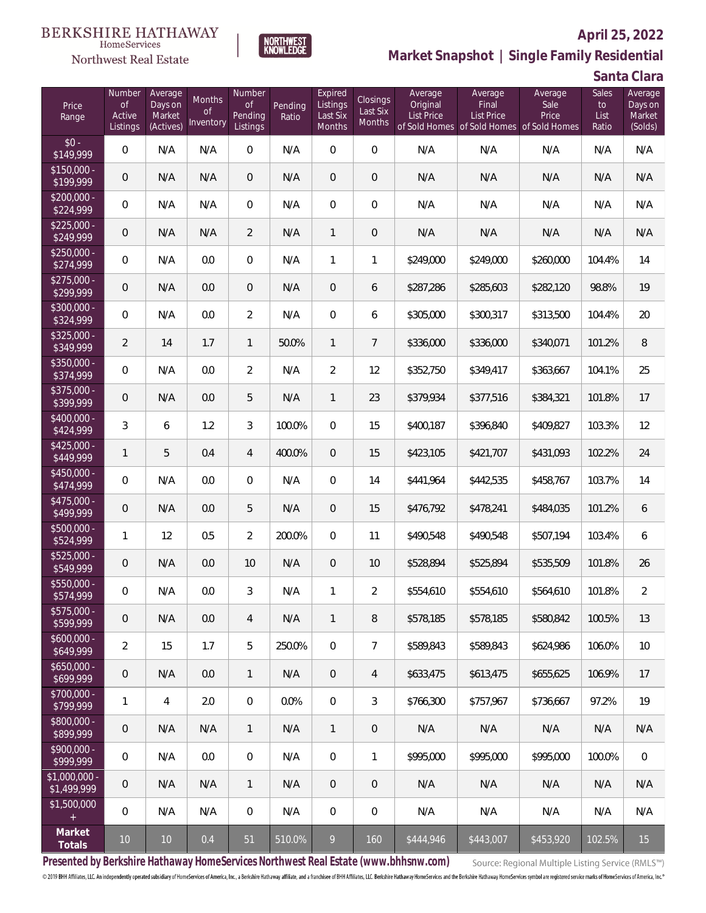BERKSHIRE HATHAWAY HomeServices Northwest Real Estate

NORTHWEST KNOWLEDGE

**April 25, 2022**

## Market Snapshot | Single Family Residential

### Santa Clara

| Price Range | Number of Active Listings | Average Days on Market (Actives) | Months of Inventory | Number of Pending Listings | Pending Ratio | Expired Listings Last Six Months | Closings Last Six Months | Average Original List Price of Sold Homes | Average Final List Price of Sold Homes | Average Sale Price of Sold Homes | Sales to List Ratio | Average Days on Market (Solds) |
|---|---|---|---|---|---|---|---|---|---|---|---|---|
| $0 - $149,999 | 0 | N/A | N/A | 0 | N/A | 0 | 0 | N/A | N/A | N/A | N/A | N/A |
| $150,000 - $199,999 | 0 | N/A | N/A | 0 | N/A | 0 | 0 | N/A | N/A | N/A | N/A | N/A |
| $200,000 - $224,999 | 0 | N/A | N/A | 0 | N/A | 0 | 0 | N/A | N/A | N/A | N/A | N/A |
| $225,000 - $249,999 | 0 | N/A | N/A | 2 | N/A | 1 | 0 | N/A | N/A | N/A | N/A | N/A |
| $250,000 - $274,999 | 0 | N/A | 0.0 | 0 | N/A | 1 | 1 | $249,000 | $249,000 | $260,000 | 104.4% | 14 |
| $275,000 - $299,999 | 0 | N/A | 0.0 | 0 | N/A | 0 | 6 | $287,286 | $285,603 | $282,120 | 98.8% | 19 |
| $300,000 - $324,999 | 0 | N/A | 0.0 | 2 | N/A | 0 | 6 | $305,000 | $300,317 | $313,500 | 104.4% | 20 |
| $325,000 - $349,999 | 2 | 14 | 1.7 | 1 | 50.0% | 1 | 7 | $336,000 | $336,000 | $340,071 | 101.2% | 8 |
| $350,000 - $374,999 | 0 | N/A | 0.0 | 2 | N/A | 2 | 12 | $352,750 | $349,417 | $363,667 | 104.1% | 25 |
| $375,000 - $399,999 | 0 | N/A | 0.0 | 5 | N/A | 1 | 23 | $379,934 | $377,516 | $384,321 | 101.8% | 17 |
| $400,000 - $424,999 | 3 | 6 | 1.2 | 3 | 100.0% | 0 | 15 | $400,187 | $396,840 | $409,827 | 103.3% | 12 |
| $425,000 - $449,999 | 1 | 5 | 0.4 | 4 | 400.0% | 0 | 15 | $423,105 | $421,707 | $431,093 | 102.2% | 24 |
| $450,000 - $474,999 | 0 | N/A | 0.0 | 0 | N/A | 0 | 14 | $441,964 | $442,535 | $458,767 | 103.7% | 14 |
| $475,000 - $499,999 | 0 | N/A | 0.0 | 5 | N/A | 0 | 15 | $476,792 | $478,241 | $484,035 | 101.2% | 6 |
| $500,000 - $524,999 | 1 | 12 | 0.5 | 2 | 200.0% | 0 | 11 | $490,548 | $490,548 | $507,194 | 103.4% | 6 |
| $525,000 - $549,999 | 0 | N/A | 0.0 | 10 | N/A | 0 | 10 | $528,894 | $525,894 | $535,509 | 101.8% | 26 |
| $550,000 - $574,999 | 0 | N/A | 0.0 | 3 | N/A | 1 | 2 | $554,610 | $554,610 | $564,610 | 101.8% | 2 |
| $575,000 - $599,999 | 0 | N/A | 0.0 | 4 | N/A | 1 | 8 | $578,185 | $578,185 | $580,842 | 100.5% | 13 |
| $600,000 - $649,999 | 2 | 15 | 1.7 | 5 | 250.0% | 0 | 7 | $589,843 | $589,843 | $624,986 | 106.0% | 10 |
| $650,000 - $699,999 | 0 | N/A | 0.0 | 1 | N/A | 0 | 4 | $633,475 | $613,475 | $655,625 | 106.9% | 17 |
| $700,000 - $799,999 | 1 | 4 | 2.0 | 0 | 0.0% | 0 | 3 | $766,300 | $757,967 | $736,667 | 97.2% | 19 |
| $800,000 - $899,999 | 0 | N/A | N/A | 1 | N/A | 1 | 0 | N/A | N/A | N/A | N/A | N/A |
| $900,000 - $999,999 | 0 | N/A | 0.0 | 0 | N/A | 0 | 1 | $995,000 | $995,000 | $995,000 | 100.0% | 0 |
| $1,000,000 - $1,499,999 | 0 | N/A | N/A | 1 | N/A | 0 | 0 | N/A | N/A | N/A | N/A | N/A |
| $1,500,000 + | 0 | N/A | N/A | 0 | N/A | 0 | 0 | N/A | N/A | N/A | N/A | N/A |
| **Market Totals** | 10 | 10 | 0.4 | 51 | 510.0% | 9 | 160 | $444,946 | $443,007 | $453,920 | 102.5% | 15 |

**Presented by Berkshire Hathaway HomeServices Northwest Real Estate (www.bhhsnw.com)** Source: Regional Multiple Listing Service (RMLS™)

© 2019 BHH Affiliates, LLC. An independently operated subsidiary of HomeServices of America, Inc., a Berkshire Hathaway affiliate, and a franchisee of BHH Affiliates, LLC. Berkshire Hathaway HomeServices and the Berkshire Hathaway HomeServices symbol are registered service marks of HomeServices of America, Inc.®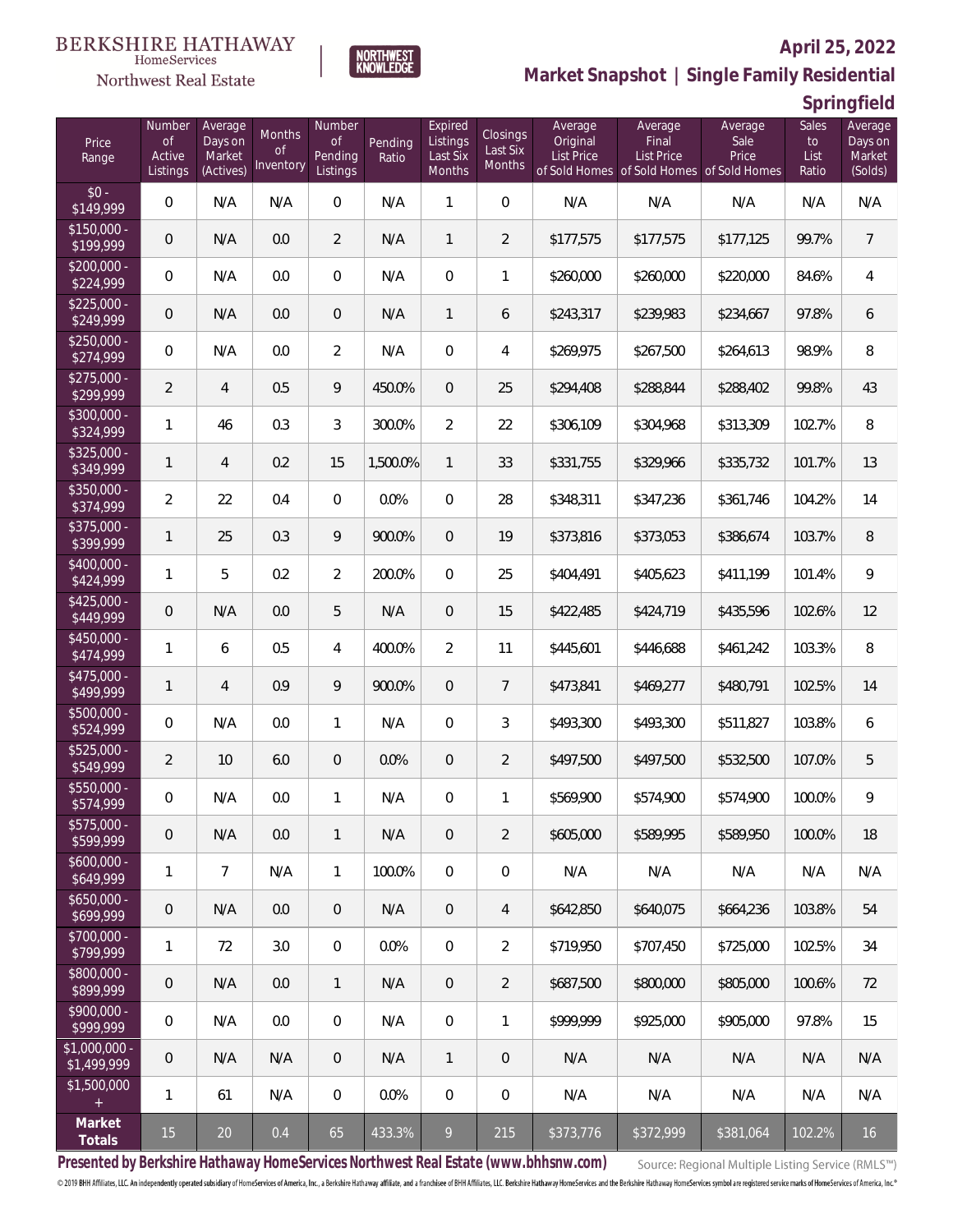BERKSHIRE HATHAWAY HomeServices Northwest Real Estate

NORTHWEST KNOWLEDGE

**April 25, 2022**

**Market Snapshot | Single Family Residential**

**Springfield**

| Price Range | Number of Active Listings | Average Days on Market (Actives) | Months of Inventory | Number of Pending Listings | Pending Ratio | Expired Listings Last Six Months | Closings Last Six Months | Average Original List Price of Sold Homes | Average Final List Price of Sold Homes | Average Sale Price of Sold Homes | Sales to List Ratio | Average Days on Market (Solds) |
|---|---|---|---|---|---|---|---|---|---|---|---|---|
| $0 - $149,999 | 0 | N/A | N/A | 0 | N/A | 1 | 0 | N/A | N/A | N/A | N/A | N/A |
| $150,000 - $199,999 | 0 | N/A | 0.0 | 2 | N/A | 1 | 2 | $177,575 | $177,575 | $177,125 | 99.7% | 7 |
| $200,000 - $224,999 | 0 | N/A | 0.0 | 0 | N/A | 0 | 1 | $260,000 | $260,000 | $220,000 | 84.6% | 4 |
| $225,000 - $249,999 | 0 | N/A | 0.0 | 0 | N/A | 1 | 6 | $243,317 | $239,983 | $234,667 | 97.8% | 6 |
| $250,000 - $274,999 | 0 | N/A | 0.0 | 2 | N/A | 0 | 4 | $269,975 | $267,500 | $264,613 | 98.9% | 8 |
| $275,000 - $299,999 | 2 | 4 | 0.5 | 9 | 450.0% | 0 | 25 | $294,408 | $288,844 | $288,402 | 99.8% | 43 |
| $300,000 - $324,999 | 1 | 46 | 0.3 | 3 | 300.0% | 2 | 22 | $306,109 | $304,968 | $313,309 | 102.7% | 8 |
| $325,000 - $349,999 | 1 | 4 | 0.2 | 15 | 1,500.0% | 1 | 33 | $331,755 | $329,966 | $335,732 | 101.7% | 13 |
| $350,000 - $374,999 | 2 | 22 | 0.4 | 0 | 0.0% | 0 | 28 | $348,311 | $347,236 | $361,746 | 104.2% | 14 |
| $375,000 - $399,999 | 1 | 25 | 0.3 | 9 | 900.0% | 0 | 19 | $373,816 | $373,053 | $386,674 | 103.7% | 8 |
| $400,000 - $424,999 | 1 | 5 | 0.2 | 2 | 200.0% | 0 | 25 | $404,491 | $405,623 | $411,199 | 101.4% | 9 |
| $425,000 - $449,999 | 0 | N/A | 0.0 | 5 | N/A | 0 | 15 | $422,485 | $424,719 | $435,596 | 102.6% | 12 |
| $450,000 - $474,999 | 1 | 6 | 0.5 | 4 | 400.0% | 2 | 11 | $445,601 | $446,688 | $461,242 | 103.3% | 8 |
| $475,000 - $499,999 | 1 | 4 | 0.9 | 9 | 900.0% | 0 | 7 | $473,841 | $469,277 | $480,791 | 102.5% | 14 |
| $500,000 - $524,999 | 0 | N/A | 0.0 | 1 | N/A | 0 | 3 | $493,300 | $493,300 | $511,827 | 103.8% | 6 |
| $525,000 - $549,999 | 2 | 10 | 6.0 | 0 | 0.0% | 0 | 2 | $497,500 | $497,500 | $532,500 | 107.0% | 5 |
| $550,000 - $574,999 | 0 | N/A | 0.0 | 1 | N/A | 0 | 1 | $569,900 | $574,900 | $574,900 | 100.0% | 9 |
| $575,000 - $599,999 | 0 | N/A | 0.0 | 1 | N/A | 0 | 2 | $605,000 | $589,995 | $589,950 | 100.0% | 18 |
| $600,000 - $649,999 | 1 | 7 | N/A | 1 | 100.0% | 0 | 0 | N/A | N/A | N/A | N/A | N/A |
| $650,000 - $699,999 | 0 | N/A | 0.0 | 0 | N/A | 0 | 4 | $642,850 | $640,075 | $664,236 | 103.8% | 54 |
| $700,000 - $799,999 | 1 | 72 | 3.0 | 0 | 0.0% | 0 | 2 | $719,950 | $707,450 | $725,000 | 102.5% | 34 |
| $800,000 - $899,999 | 0 | N/A | 0.0 | 1 | N/A | 0 | 2 | $687,500 | $800,000 | $805,000 | 100.6% | 72 |
| $900,000 - $999,999 | 0 | N/A | 0.0 | 0 | N/A | 0 | 1 | $999,999 | $925,000 | $905,000 | 97.8% | 15 |
| $1,000,000 - $1,499,999 | 0 | N/A | N/A | 0 | N/A | 1 | 0 | N/A | N/A | N/A | N/A | N/A |
| $1,500,000 + | 1 | 61 | N/A | 0 | 0.0% | 0 | 0 | N/A | N/A | N/A | N/A | N/A |
| **Market Totals** | 15 | 20 | 0.4 | 65 | 433.3% | 9 | 215 | $373,776 | $372,999 | $381,064 | 102.2% | 16 |

**Presented by Berkshire Hathaway HomeServices Northwest Real Estate (www.bhhsnw.com)**

Source: Regional Multiple Listing Service (RMLS™)

© 2019 BHH Affiliates, LLC. An independently operated subsidiary of HomeServices of America, Inc., a Berkshire Hathaway affiliate, and a franchisee of BHH Affiliates, LLC. Berkshire Hathaway HomeServices and the Berkshire Hathaway HomeServices symbol are registered service marks of HomeServices of America, Inc.®